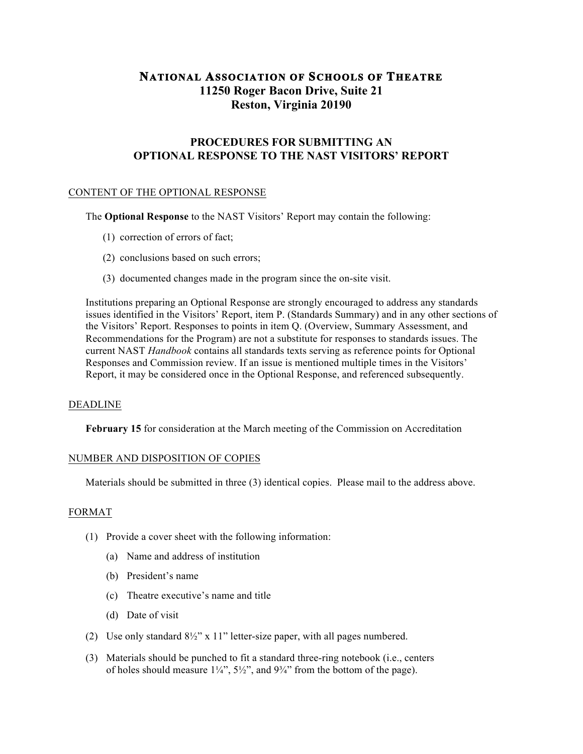# National Association of Schools of Theatre
# 11250 Roger Bacon Drive, Suite 21
# Reston, Virginia 20190

## PROCEDURES FOR SUBMITTING AN OPTIONAL RESPONSE TO THE NAST VISITORS' REPORT

### CONTENT OF THE OPTIONAL RESPONSE

The **Optional Response** to the NAST Visitors' Report may contain the following:

(1) correction of errors of fact;

(2) conclusions based on such errors;

(3) documented changes made in the program since the on-site visit.

Institutions preparing an Optional Response are strongly encouraged to address any standards issues identified in the Visitors' Report, item P. (Standards Summary) and in any other sections of the Visitors' Report. Responses to points in item Q. (Overview, Summary Assessment, and Recommendations for the Program) are not a substitute for responses to standards issues. The current NAST *Handbook* contains all standards texts serving as reference points for Optional Responses and Commission review. If an issue is mentioned multiple times in the Visitors' Report, it may be considered once in the Optional Response, and referenced subsequently.

### DEADLINE

**February 15** for consideration at the March meeting of the Commission on Accreditation

### NUMBER AND DISPOSITION OF COPIES

Materials should be submitted in three (3) identical copies. Please mail to the address above.

### FORMAT

(1) Provide a cover sheet with the following information:

  (a) Name and address of institution

  (b) President's name

  (c) Theatre executive's name and title

  (d) Date of visit

(2) Use only standard 8½" x 11" letter-size paper, with all pages numbered.

(3) Materials should be punched to fit a standard three-ring notebook (i.e., centers of holes should measure 1¼", 5½", and 9¾" from the bottom of the page).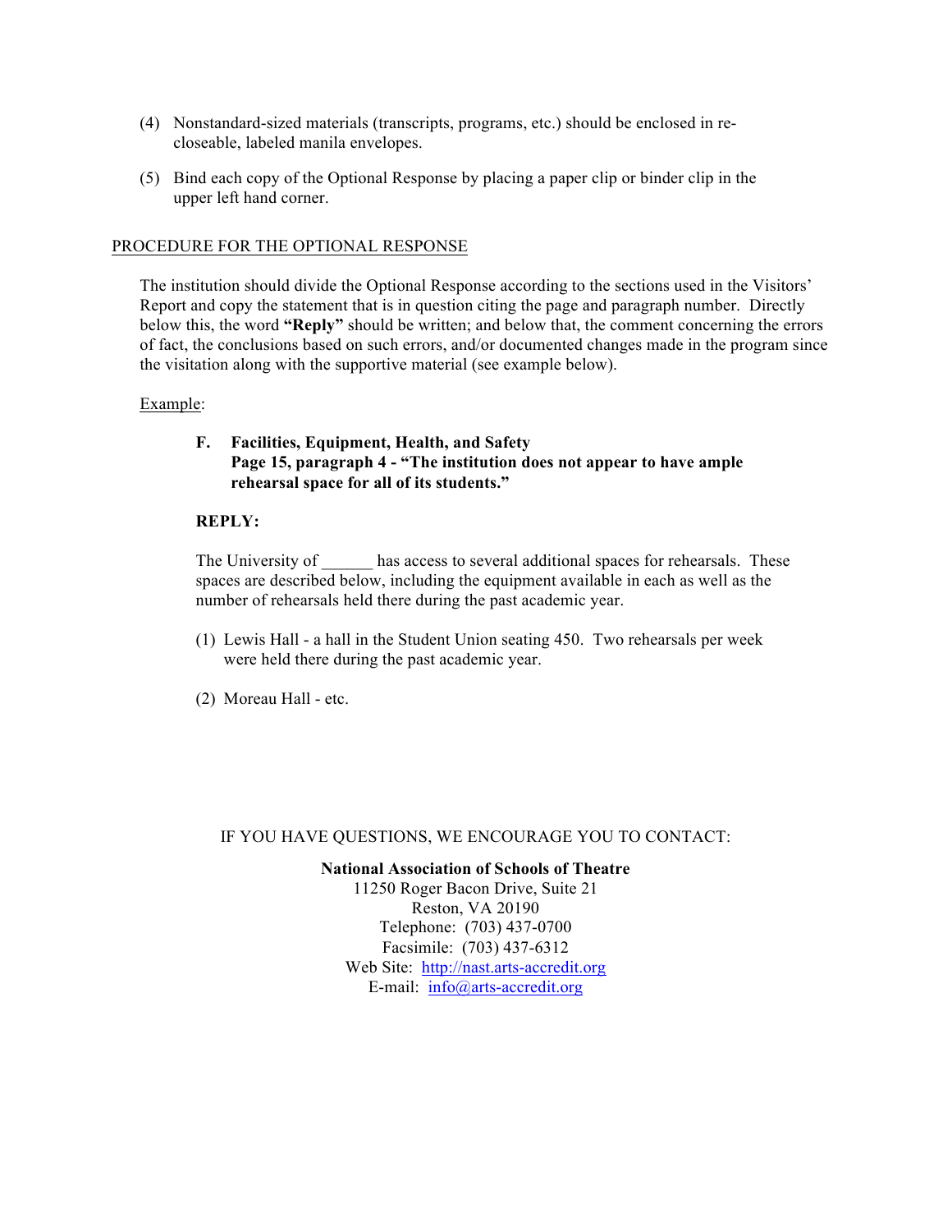(4) Nonstandard-sized materials (transcripts, programs, etc.) should be enclosed in re-closeable, labeled manila envelopes.

(5) Bind each copy of the Optional Response by placing a paper clip or binder clip in the upper left hand corner.

PROCEDURE FOR THE OPTIONAL RESPONSE

The institution should divide the Optional Response according to the sections used in the Visitors' Report and copy the statement that is in question citing the page and paragraph number. Directly below this, the word **"Reply"** should be written; and below that, the comment concerning the errors of fact, the conclusions based on such errors, and/or documented changes made in the program since the visitation along with the supportive material (see example below).

Example:

**F. Facilities, Equipment, Health, and Safety**
**Page 15, paragraph 4 - "The institution does not appear to have ample rehearsal space for all of its students."**

**REPLY:**

The University of ______ has access to several additional spaces for rehearsals. These spaces are described below, including the equipment available in each as well as the number of rehearsals held there during the past academic year.

(1) Lewis Hall - a hall in the Student Union seating 450. Two rehearsals per week were held there during the past academic year.

(2) Moreau Hall - etc.

IF YOU HAVE QUESTIONS, WE ENCOURAGE YOU TO CONTACT:

**National Association of Schools of Theatre**
11250 Roger Bacon Drive, Suite 21
Reston, VA 20190
Telephone: (703) 437-0700
Facsimile: (703) 437-6312
Web Site: http://nast.arts-accredit.org
E-mail: info@arts-accredit.org